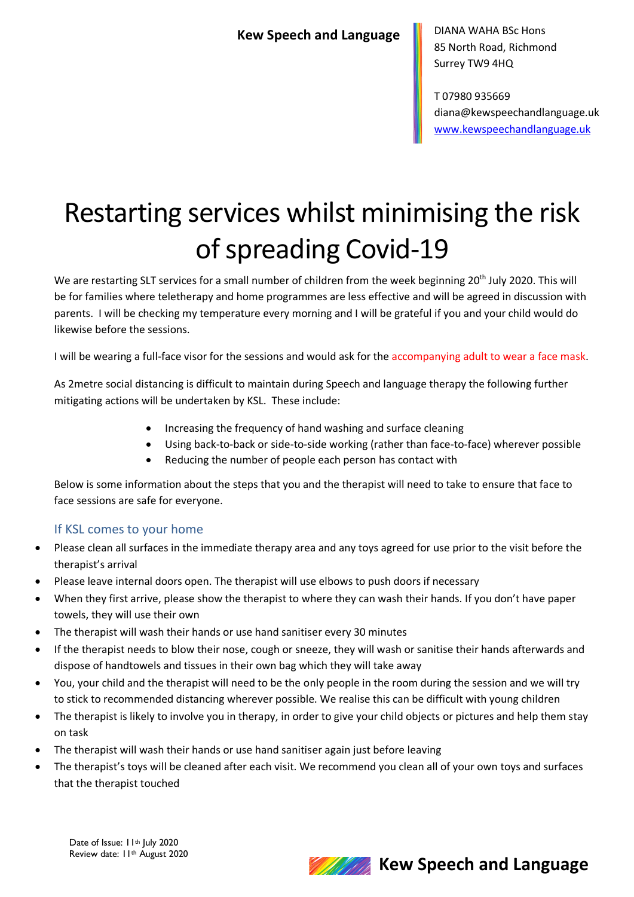**Kew Speech and Language**

DIANA WAHA BSc Hons
85 North Road, Richmond
Surrey TW9 4HQ

T 07980 935669
diana@kewspeechandlanguage.uk
www.kewspeechandlanguage.uk

# Restarting services whilst minimising the risk of spreading Covid-19

We are restarting SLT services for a small number of children from the week beginning 20th July 2020. This will be for families where teletherapy and home programmes are less effective and will be agreed in discussion with parents. I will be checking my temperature every morning and I will be grateful if you and your child would do likewise before the sessions.

I will be wearing a full-face visor for the sessions and would ask for the accompanying adult to wear a face mask.

As 2metre social distancing is difficult to maintain during Speech and language therapy the following further mitigating actions will be undertaken by KSL. These include:

- Increasing the frequency of hand washing and surface cleaning
- Using back-to-back or side-to-side working (rather than face-to-face) wherever possible
- Reducing the number of people each person has contact with

Below is some information about the steps that you and the therapist will need to take to ensure that face to face sessions are safe for everyone.

## If KSL comes to your home

- Please clean all surfaces in the immediate therapy area and any toys agreed for use prior to the visit before the therapist's arrival
- Please leave internal doors open. The therapist will use elbows to push doors if necessary
- When they first arrive, please show the therapist to where they can wash their hands. If you don't have paper towels, they will use their own
- The therapist will wash their hands or use hand sanitiser every 30 minutes
- If the therapist needs to blow their nose, cough or sneeze, they will wash or sanitise their hands afterwards and dispose of handtowels and tissues in their own bag which they will take away
- You, your child and the therapist will need to be the only people in the room during the session and we will try to stick to recommended distancing wherever possible. We realise this can be difficult with young children
- The therapist is likely to involve you in therapy, in order to give your child objects or pictures and help them stay on task
- The therapist will wash their hands or use hand sanitiser again just before leaving
- The therapist's toys will be cleaned after each visit. We recommend you clean all of your own toys and surfaces that the therapist touched

Date of Issue: 11th July 2020
Review date: 11th August 2020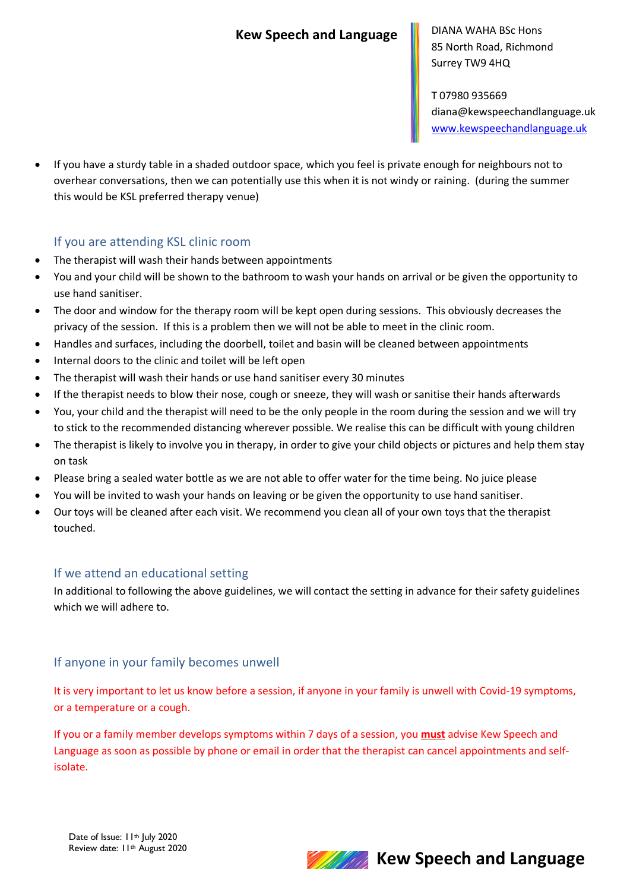- If you have a sturdy table in a shaded outdoor space, which you feel is private enough for neighbours not to overhear conversations, then we can potentially use this when it is not windy or raining. (during the summer this would be KSL preferred therapy venue)

## If you are attending KSL clinic room

- The therapist will wash their hands between appointments
- You and your child will be shown to the bathroom to wash your hands on arrival or be given the opportunity to use hand sanitiser.
- The door and window for the therapy room will be kept open during sessions. This obviously decreases the privacy of the session. If this is a problem then we will not be able to meet in the clinic room.
- Handles and surfaces, including the doorbell, toilet and basin will be cleaned between appointments
- Internal doors to the clinic and toilet will be left open
- The therapist will wash their hands or use hand sanitiser every 30 minutes
- If the therapist needs to blow their nose, cough or sneeze, they will wash or sanitise their hands afterwards
- You, your child and the therapist will need to be the only people in the room during the session and we will try to stick to the recommended distancing wherever possible. We realise this can be difficult with young children
- The therapist is likely to involve you in therapy, in order to give your child objects or pictures and help them stay on task
- Please bring a sealed water bottle as we are not able to offer water for the time being. No juice please
- You will be invited to wash your hands on leaving or be given the opportunity to use hand sanitiser.
- Our toys will be cleaned after each visit. We recommend you clean all of your own toys that the therapist touched.

## If we attend an educational setting

In additional to following the above guidelines, we will contact the setting in advance for their safety guidelines which we will adhere to.

## If anyone in your family becomes unwell

It is very important to let us know before a session, if anyone in your family is unwell with Covid-19 symptoms, or a temperature or a cough.

If you or a family member develops symptoms within 7 days of a session, you **must** advise Kew Speech and Language as soon as possible by phone or email in order that the therapist can cancel appointments and self-isolate.

Date of Issue: 11th July 2020
Review date: 11th August 2020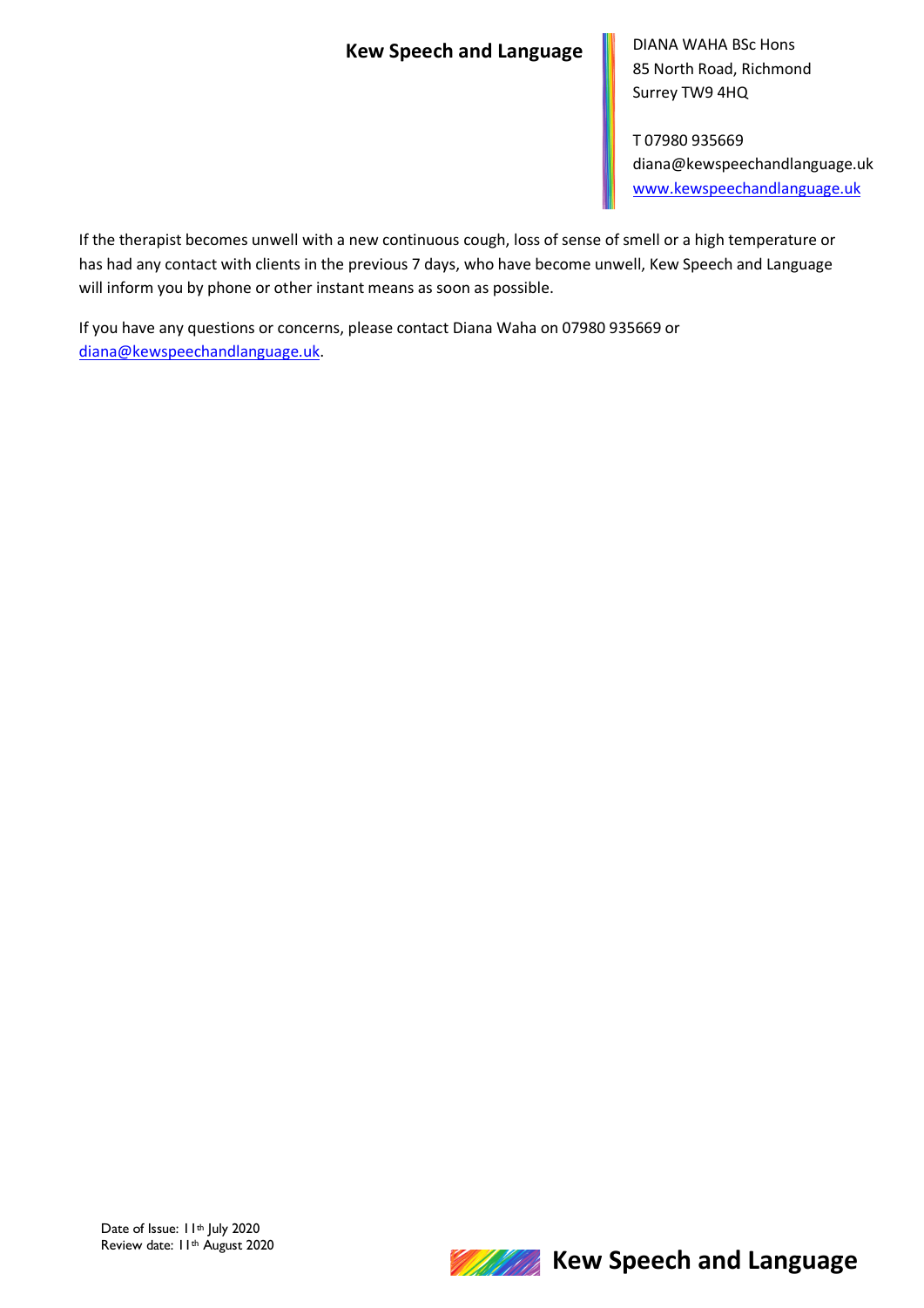If the therapist becomes unwell with a new continuous cough, loss of sense of smell or a high temperature or has had any contact with clients in the previous 7 days, who have become unwell, Kew Speech and Language will inform you by phone or other instant means as soon as possible.

If you have any questions or concerns, please contact Diana Waha on 07980 935669 or diana@kewspeechandlanguage.uk.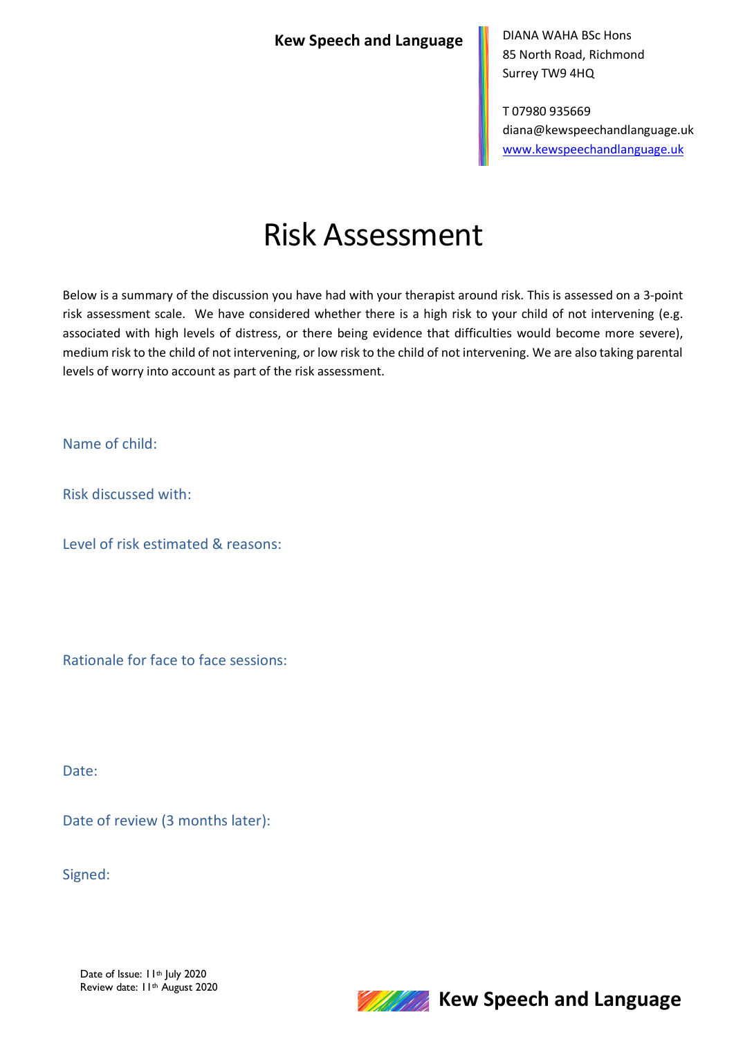**Kew Speech and Language**

DIANA WAHA BSc Hons
85 North Road, Richmond
Surrey TW9 4HQ

T 07980 935669
diana@kewspeechandlanguage.uk
www.kewspeechandlanguage.uk

# Risk Assessment

Below is a summary of the discussion you have had with your therapist around risk. This is assessed on a 3-point risk assessment scale. We have considered whether there is a high risk to your child of not intervening (e.g. associated with high levels of distress, or there being evidence that difficulties would become more severe), medium risk to the child of not intervening, or low risk to the child of not intervening. We are also taking parental levels of worry into account as part of the risk assessment.

Name of child:

Risk discussed with:

Level of risk estimated & reasons:

Rationale for face to face sessions:

Date:

Date of review (3 months later):

Signed:

Date of Issue: 11th July 2020
Review date: 11th August 2020

**Kew Speech and Language**